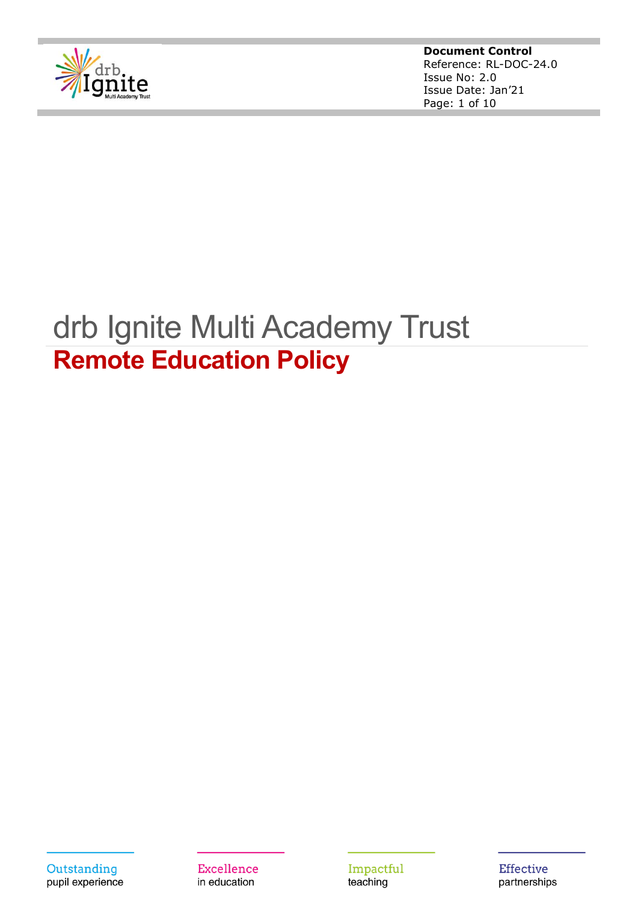**Document Control**
Reference: RL-DOC-24.0
Issue No: 2.0
Issue Date: Jan'21

# drb Ignite Multi Academy Trust

## Remote Education Policy

Outstanding pupil experience

Excellence in education

Impactful teaching

Effective partnerships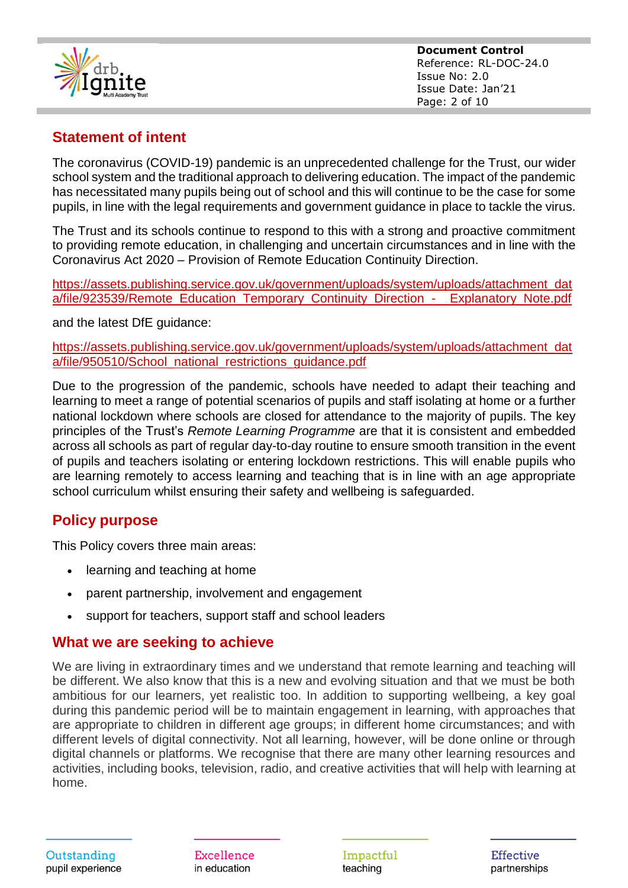## Statement of intent

The coronavirus (COVID-19) pandemic is an unprecedented challenge for the Trust, our wider school system and the traditional approach to delivering education. The impact of the pandemic has necessitated many pupils being out of school and this will continue to be the case for some pupils, in line with the legal requirements and government guidance in place to tackle the virus.

The Trust and its schools continue to respond to this with a strong and proactive commitment to providing remote education, in challenging and uncertain circumstances and in line with the Coronavirus Act 2020 – Provision of Remote Education Continuity Direction.

https://assets.publishing.service.gov.uk/government/uploads/system/uploads/attachment_data/file/923539/Remote_Education_Temporary_Continuity_Direction_-__Explanatory_Note.pdf

and the latest DfE guidance:

https://assets.publishing.service.gov.uk/government/uploads/system/uploads/attachment_data/file/950510/School_national_restrictions_guidance.pdf

Due to the progression of the pandemic, schools have needed to adapt their teaching and learning to meet a range of potential scenarios of pupils and staff isolating at home or a further national lockdown where schools are closed for attendance to the majority of pupils. The key principles of the Trust's *Remote Learning Programme* are that it is consistent and embedded across all schools as part of regular day-to-day routine to ensure smooth transition in the event of pupils and teachers isolating or entering lockdown restrictions. This will enable pupils who are learning remotely to access learning and teaching that is in line with an age appropriate school curriculum whilst ensuring their safety and wellbeing is safeguarded.

## Policy purpose

This Policy covers three main areas:

- learning and teaching at home
- parent partnership, involvement and engagement
- support for teachers, support staff and school leaders

## What we are seeking to achieve

We are living in extraordinary times and we understand that remote learning and teaching will be different. We also know that this is a new and evolving situation and that we must be both ambitious for our learners, yet realistic too. In addition to supporting wellbeing, a key goal during this pandemic period will be to maintain engagement in learning, with approaches that are appropriate to children in different age groups; in different home circumstances; and with different levels of digital connectivity. Not all learning, however, will be done online or through digital channels or platforms. We recognise that there are many other learning resources and activities, including books, television, radio, and creative activities that will help with learning at home.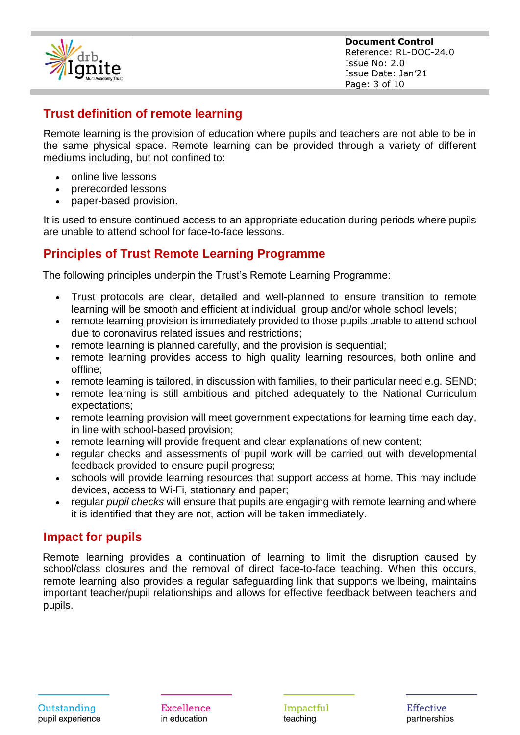## Trust definition of remote learning

Remote learning is the provision of education where pupils and teachers are not able to be in the same physical space. Remote learning can be provided through a variety of different mediums including, but not confined to:

- online live lessons
- prerecorded lessons
- paper-based provision.

It is used to ensure continued access to an appropriate education during periods where pupils are unable to attend school for face-to-face lessons.

## Principles of Trust Remote Learning Programme

The following principles underpin the Trust's Remote Learning Programme:

- Trust protocols are clear, detailed and well-planned to ensure transition to remote learning will be smooth and efficient at individual, group and/or whole school levels;
- remote learning provision is immediately provided to those pupils unable to attend school due to coronavirus related issues and restrictions;
- remote learning is planned carefully, and the provision is sequential;
- remote learning provides access to high quality learning resources, both online and offline;
- remote learning is tailored, in discussion with families, to their particular need e.g. SEND;
- remote learning is still ambitious and pitched adequately to the National Curriculum expectations;
- remote learning provision will meet government expectations for learning time each day, in line with school-based provision;
- remote learning will provide frequent and clear explanations of new content;
- regular checks and assessments of pupil work will be carried out with developmental feedback provided to ensure pupil progress;
- schools will provide learning resources that support access at home. This may include devices, access to Wi-Fi, stationary and paper;
- regular *pupil checks* will ensure that pupils are engaging with remote learning and where it is identified that they are not, action will be taken immediately.

## Impact for pupils

Remote learning provides a continuation of learning to limit the disruption caused by school/class closures and the removal of direct face-to-face teaching. When this occurs, remote learning also provides a regular safeguarding link that supports wellbeing, maintains important teacher/pupil relationships and allows for effective feedback between teachers and pupils.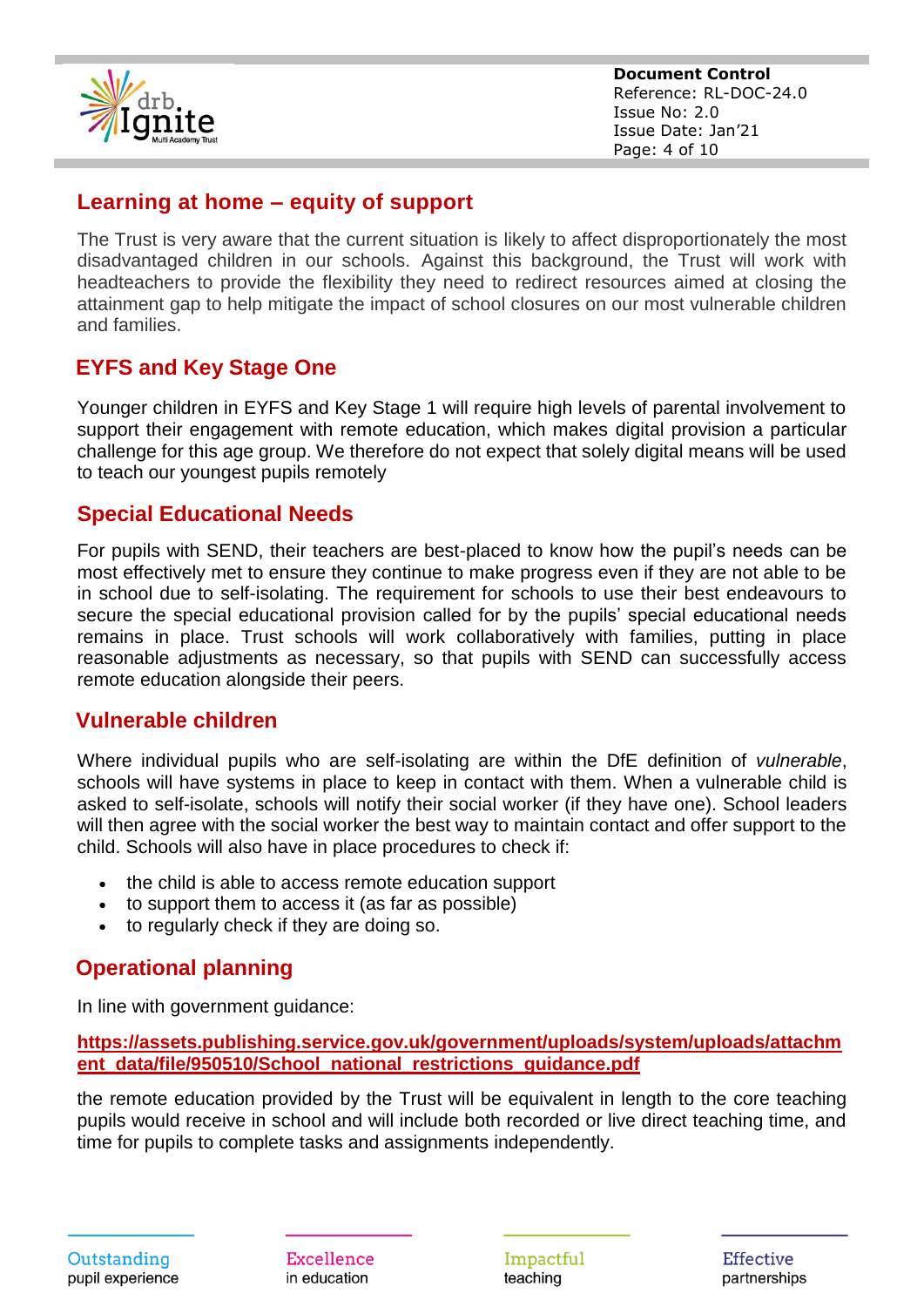## Learning at home – equity of support

The Trust is very aware that the current situation is likely to affect disproportionately the most disadvantaged children in our schools. Against this background, the Trust will work with headteachers to provide the flexibility they need to redirect resources aimed at closing the attainment gap to help mitigate the impact of school closures on our most vulnerable children and families.

## EYFS and Key Stage One

Younger children in EYFS and Key Stage 1 will require high levels of parental involvement to support their engagement with remote education, which makes digital provision a particular challenge for this age group. We therefore do not expect that solely digital means will be used to teach our youngest pupils remotely

## Special Educational Needs

For pupils with SEND, their teachers are best-placed to know how the pupil's needs can be most effectively met to ensure they continue to make progress even if they are not able to be in school due to self-isolating. The requirement for schools to use their best endeavours to secure the special educational provision called for by the pupils' special educational needs remains in place. Trust schools will work collaboratively with families, putting in place reasonable adjustments as necessary, so that pupils with SEND can successfully access remote education alongside their peers.

## Vulnerable children

Where individual pupils who are self-isolating are within the DfE definition of *vulnerable*, schools will have systems in place to keep in contact with them. When a vulnerable child is asked to self-isolate, schools will notify their social worker (if they have one). School leaders will then agree with the social worker the best way to maintain contact and offer support to the child. Schools will also have in place procedures to check if:

- the child is able to access remote education support
- to support them to access it (as far as possible)
- to regularly check if they are doing so.

## Operational planning

In line with government guidance:

**https://assets.publishing.service.gov.uk/government/uploads/system/uploads/attachment_data/file/950510/School_national_restrictions_guidance.pdf**

the remote education provided by the Trust will be equivalent in length to the core teaching pupils would receive in school and will include both recorded or live direct teaching time, and time for pupils to complete tasks and assignments independently.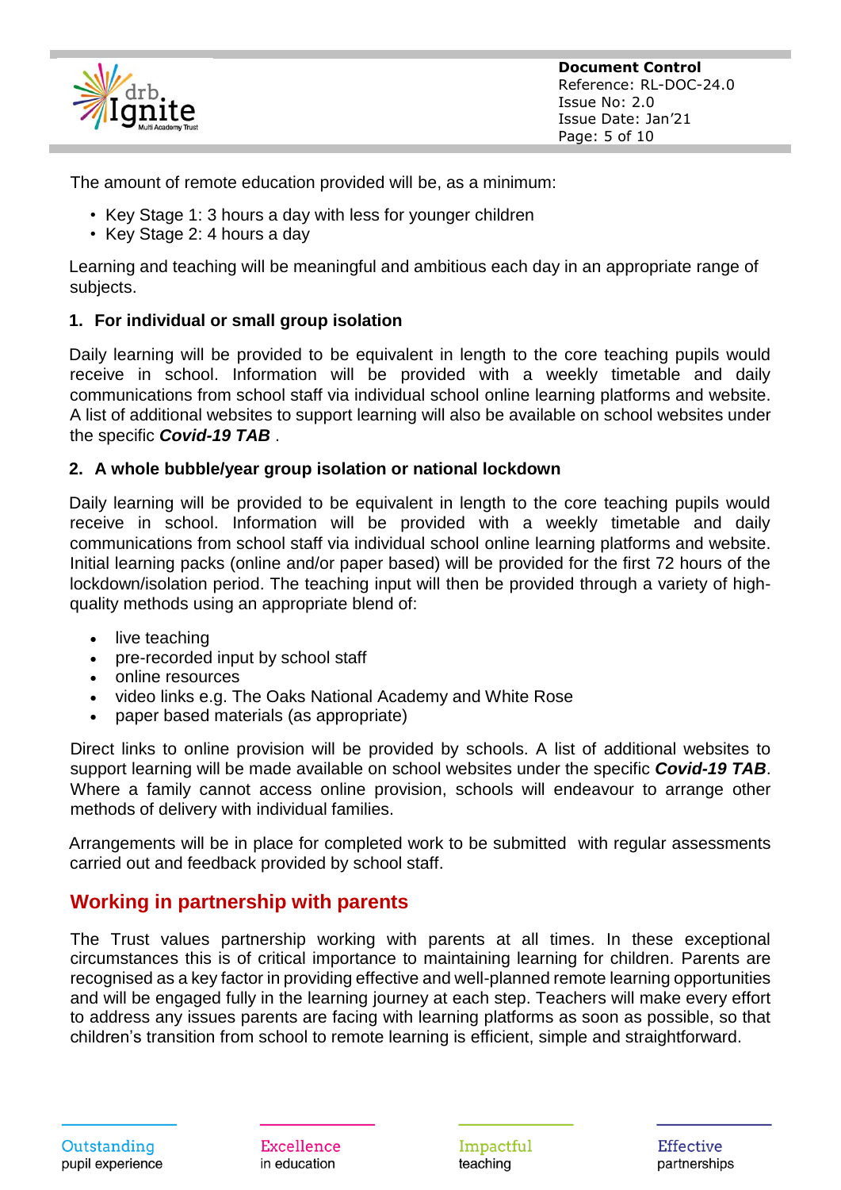The amount of remote education provided will be, as a minimum:

- Key Stage 1: 3 hours a day with less for younger children
- Key Stage 2: 4 hours a day

Learning and teaching will be meaningful and ambitious each day in an appropriate range of subjects.

**1. For individual or small group isolation**

Daily learning will be provided to be equivalent in length to the core teaching pupils would receive in school. Information will be provided with a weekly timetable and daily communications from school staff via individual school online learning platforms and website. A list of additional websites to support learning will also be available on school websites under the specific ***Covid-19 TAB*** .

**2. A whole bubble/year group isolation or national lockdown**

Daily learning will be provided to be equivalent in length to the core teaching pupils would receive in school. Information will be provided with a weekly timetable and daily communications from school staff via individual school online learning platforms and website. Initial learning packs (online and/or paper based) will be provided for the first 72 hours of the lockdown/isolation period. The teaching input will then be provided through a variety of high-quality methods using an appropriate blend of:

- live teaching
- pre-recorded input by school staff
- online resources
- video links e.g. The Oaks National Academy and White Rose
- paper based materials (as appropriate)

Direct links to online provision will be provided by schools. A list of additional websites to support learning will be made available on school websites under the specific ***Covid-19 TAB***. Where a family cannot access online provision, schools will endeavour to arrange other methods of delivery with individual families.

Arrangements will be in place for completed work to be submitted with regular assessments carried out and feedback provided by school staff.

## Working in partnership with parents

The Trust values partnership working with parents at all times. In these exceptional circumstances this is of critical importance to maintaining learning for children. Parents are recognised as a key factor in providing effective and well-planned remote learning opportunities and will be engaged fully in the learning journey at each step. Teachers will make every effort to address any issues parents are facing with learning platforms as soon as possible, so that children's transition from school to remote learning is efficient, simple and straightforward.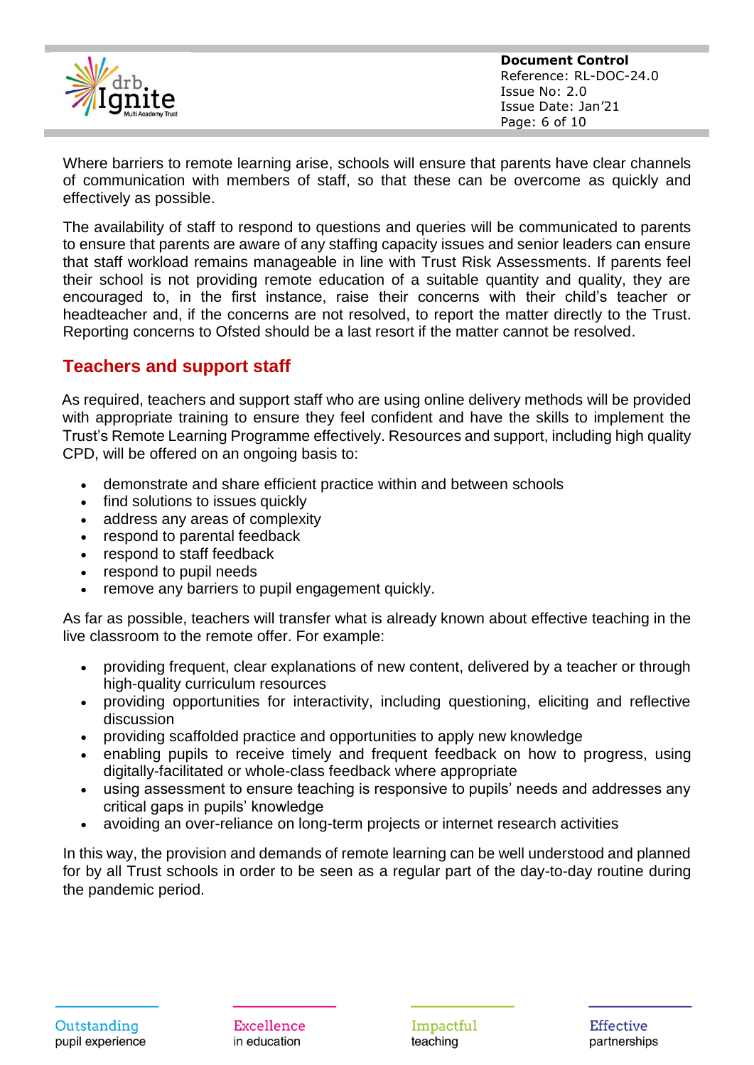Where barriers to remote learning arise, schools will ensure that parents have clear channels of communication with members of staff, so that these can be overcome as quickly and effectively as possible.

The availability of staff to respond to questions and queries will be communicated to parents to ensure that parents are aware of any staffing capacity issues and senior leaders can ensure that staff workload remains manageable in line with Trust Risk Assessments. If parents feel their school is not providing remote education of a suitable quantity and quality, they are encouraged to, in the first instance, raise their concerns with their child's teacher or headteacher and, if the concerns are not resolved, to report the matter directly to the Trust. Reporting concerns to Ofsted should be a last resort if the matter cannot be resolved.

## Teachers and support staff

As required, teachers and support staff who are using online delivery methods will be provided with appropriate training to ensure they feel confident and have the skills to implement the Trust's Remote Learning Programme effectively. Resources and support, including high quality CPD, will be offered on an ongoing basis to:

- demonstrate and share efficient practice within and between schools
- find solutions to issues quickly
- address any areas of complexity
- respond to parental feedback
- respond to staff feedback
- respond to pupil needs
- remove any barriers to pupil engagement quickly.

As far as possible, teachers will transfer what is already known about effective teaching in the live classroom to the remote offer. For example:

- providing frequent, clear explanations of new content, delivered by a teacher or through high-quality curriculum resources
- providing opportunities for interactivity, including questioning, eliciting and reflective discussion
- providing scaffolded practice and opportunities to apply new knowledge
- enabling pupils to receive timely and frequent feedback on how to progress, using digitally-facilitated or whole-class feedback where appropriate
- using assessment to ensure teaching is responsive to pupils' needs and addresses any critical gaps in pupils' knowledge
- avoiding an over-reliance on long-term projects or internet research activities

In this way, the provision and demands of remote learning can be well understood and planned for by all Trust schools in order to be seen as a regular part of the day-to-day routine during the pandemic period.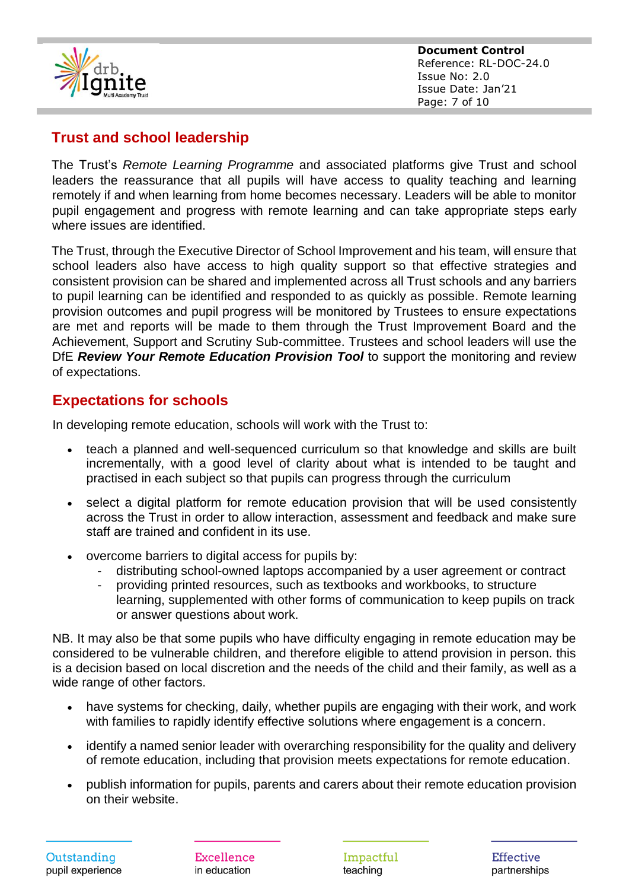## Trust and school leadership

The Trust's *Remote Learning Programme* and associated platforms give Trust and school leaders the reassurance that all pupils will have access to quality teaching and learning remotely if and when learning from home becomes necessary. Leaders will be able to monitor pupil engagement and progress with remote learning and can take appropriate steps early where issues are identified.

The Trust, through the Executive Director of School Improvement and his team, will ensure that school leaders also have access to high quality support so that effective strategies and consistent provision can be shared and implemented across all Trust schools and any barriers to pupil learning can be identified and responded to as quickly as possible. Remote learning provision outcomes and pupil progress will be monitored by Trustees to ensure expectations are met and reports will be made to them through the Trust Improvement Board and the Achievement, Support and Scrutiny Sub-committee. Trustees and school leaders will use the DfE ***Review Your Remote Education Provision Tool*** to support the monitoring and review of expectations.

## Expectations for schools

In developing remote education, schools will work with the Trust to:

- teach a planned and well-sequenced curriculum so that knowledge and skills are built incrementally, with a good level of clarity about what is intended to be taught and practised in each subject so that pupils can progress through the curriculum
- select a digital platform for remote education provision that will be used consistently across the Trust in order to allow interaction, assessment and feedback and make sure staff are trained and confident in its use.
- overcome barriers to digital access for pupils by:
  - distributing school-owned laptops accompanied by a user agreement or contract
  - providing printed resources, such as textbooks and workbooks, to structure learning, supplemented with other forms of communication to keep pupils on track or answer questions about work.

NB. It may also be that some pupils who have difficulty engaging in remote education may be considered to be vulnerable children, and therefore eligible to attend provision in person. this is a decision based on local discretion and the needs of the child and their family, as well as a wide range of other factors.

- have systems for checking, daily, whether pupils are engaging with their work, and work with families to rapidly identify effective solutions where engagement is a concern.
- identify a named senior leader with overarching responsibility for the quality and delivery of remote education, including that provision meets expectations for remote education.
- publish information for pupils, parents and carers about their remote education provision on their website.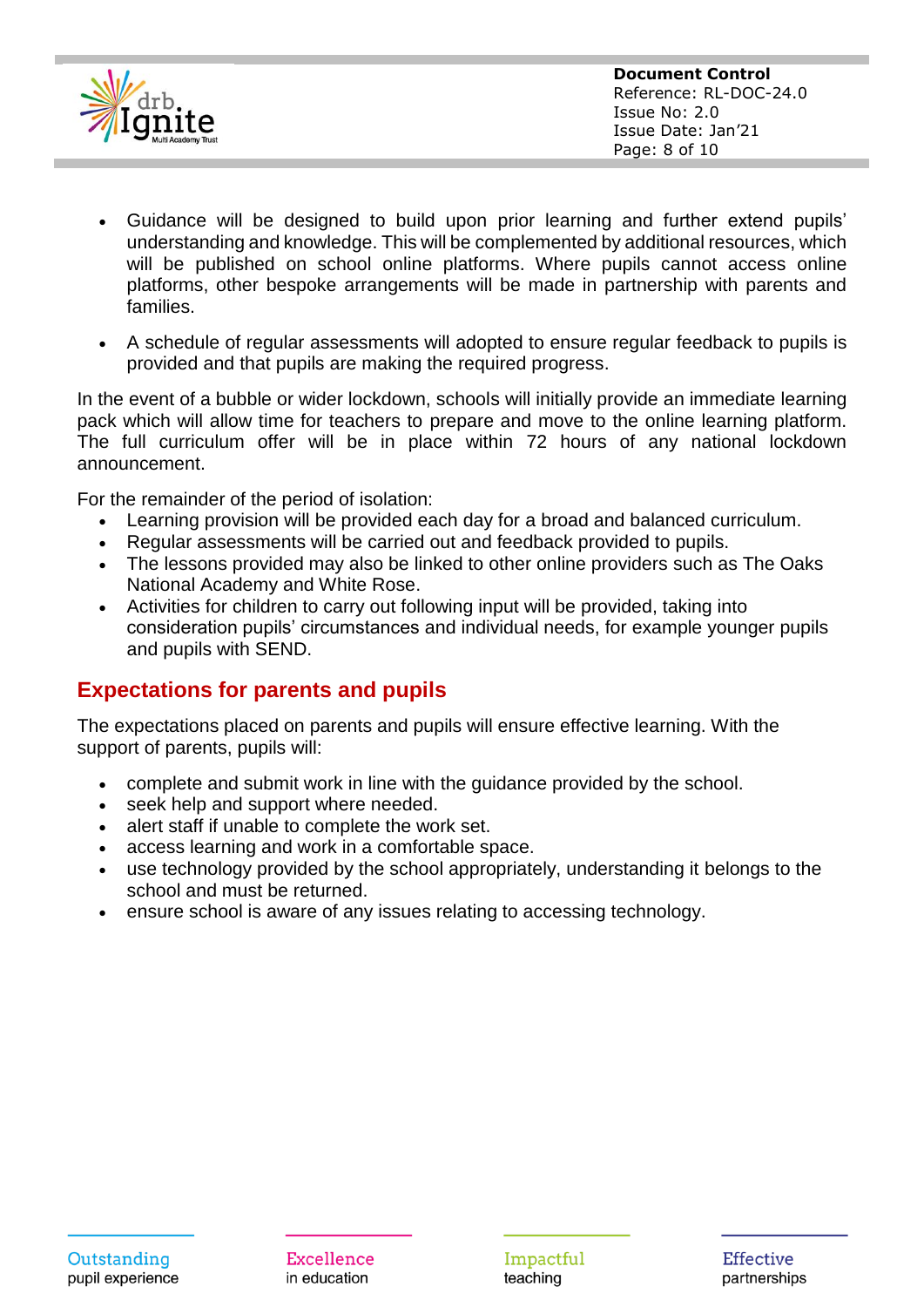- Guidance will be designed to build upon prior learning and further extend pupils' understanding and knowledge. This will be complemented by additional resources, which will be published on school online platforms. Where pupils cannot access online platforms, other bespoke arrangements will be made in partnership with parents and families.

- A schedule of regular assessments will adopted to ensure regular feedback to pupils is provided and that pupils are making the required progress.

In the event of a bubble or wider lockdown, schools will initially provide an immediate learning pack which will allow time for teachers to prepare and move to the online learning platform. The full curriculum offer will be in place within 72 hours of any national lockdown announcement.

For the remainder of the period of isolation:

- Learning provision will be provided each day for a broad and balanced curriculum.
- Regular assessments will be carried out and feedback provided to pupils.
- The lessons provided may also be linked to other online providers such as The Oaks National Academy and White Rose.
- Activities for children to carry out following input will be provided, taking into consideration pupils' circumstances and individual needs, for example younger pupils and pupils with SEND.

## Expectations for parents and pupils

The expectations placed on parents and pupils will ensure effective learning. With the support of parents, pupils will:

- complete and submit work in line with the guidance provided by the school.
- seek help and support where needed.
- alert staff if unable to complete the work set.
- access learning and work in a comfortable space.
- use technology provided by the school appropriately, understanding it belongs to the school and must be returned.
- ensure school is aware of any issues relating to accessing technology.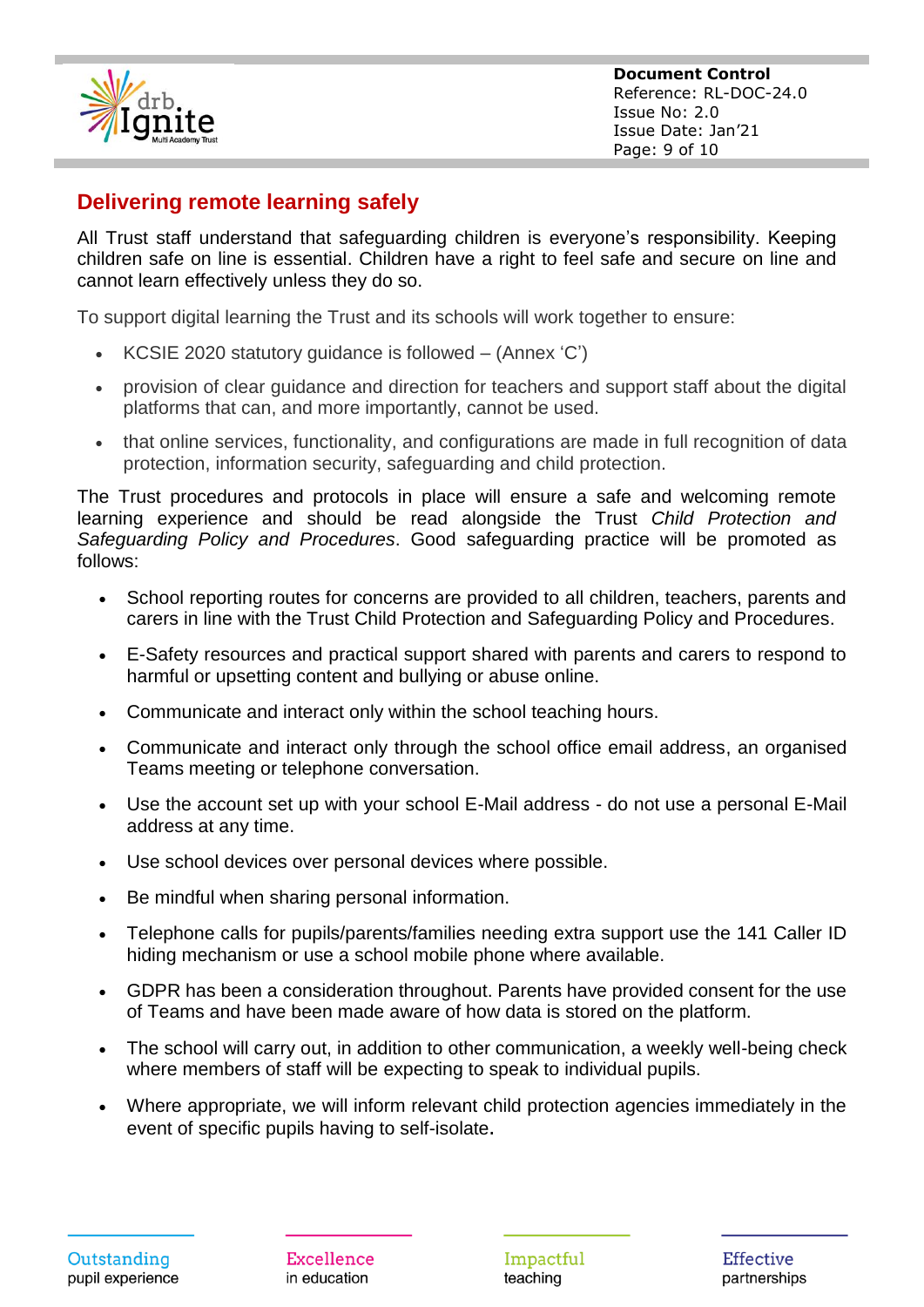## Delivering remote learning safely

All Trust staff understand that safeguarding children is everyone's responsibility. Keeping children safe on line is essential. Children have a right to feel safe and secure on line and cannot learn effectively unless they do so.

To support digital learning the Trust and its schools will work together to ensure:

- KCSIE 2020 statutory guidance is followed – (Annex 'C')
- provision of clear guidance and direction for teachers and support staff about the digital platforms that can, and more importantly, cannot be used.
- that online services, functionality, and configurations are made in full recognition of data protection, information security, safeguarding and child protection.

The Trust procedures and protocols in place will ensure a safe and welcoming remote learning experience and should be read alongside the Trust *Child Protection and Safeguarding Policy and Procedures*. Good safeguarding practice will be promoted as follows:

- School reporting routes for concerns are provided to all children, teachers, parents and carers in line with the Trust Child Protection and Safeguarding Policy and Procedures.
- E-Safety resources and practical support shared with parents and carers to respond to harmful or upsetting content and bullying or abuse online.
- Communicate and interact only within the school teaching hours.
- Communicate and interact only through the school office email address, an organised Teams meeting or telephone conversation.
- Use the account set up with your school E-Mail address - do not use a personal E-Mail address at any time.
- Use school devices over personal devices where possible.
- Be mindful when sharing personal information.
- Telephone calls for pupils/parents/families needing extra support use the 141 Caller ID hiding mechanism or use a school mobile phone where available.
- GDPR has been a consideration throughout. Parents have provided consent for the use of Teams and have been made aware of how data is stored on the platform.
- The school will carry out, in addition to other communication, a weekly well-being check where members of staff will be expecting to speak to individual pupils.
- Where appropriate, we will inform relevant child protection agencies immediately in the event of specific pupils having to self-isolate.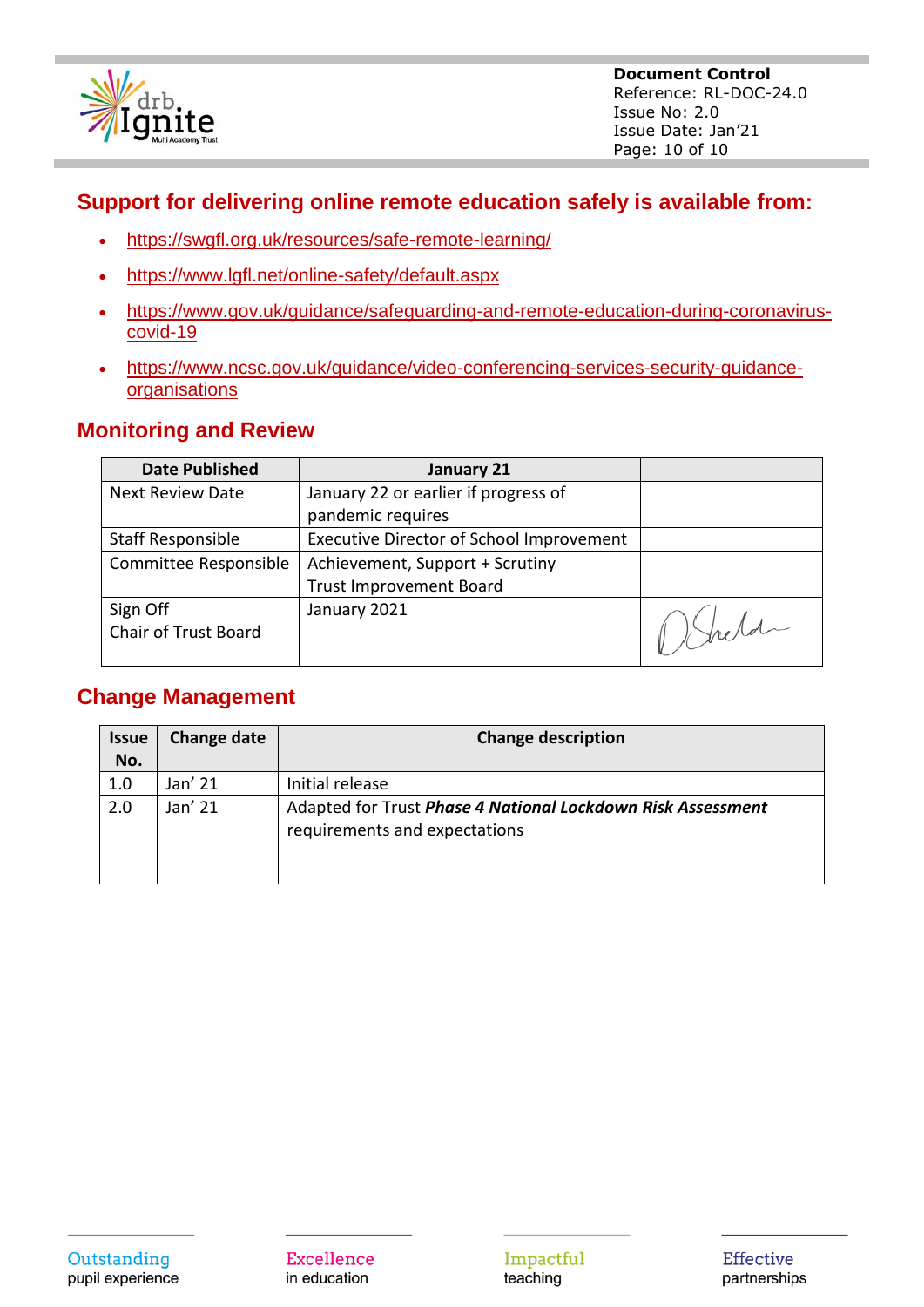## Support for delivering online remote education safely is available from:

- https://swgfl.org.uk/resources/safe-remote-learning/
- https://www.lgfl.net/online-safety/default.aspx
- https://www.gov.uk/guidance/safeguarding-and-remote-education-during-coronavirus-covid-19
- https://www.ncsc.gov.uk/guidance/video-conferencing-services-security-guidance-organisations

## Monitoring and Review

| Date Published | January 21 | |
|---|---|---|
| Next Review Date | January 22 or earlier if progress of pandemic requires | |
| Staff Responsible | Executive Director of School Improvement | |
| Committee Responsible | Achievement, Support + Scrutiny Trust Improvement Board | |
| Sign Off<br>Chair of Trust Board | January 2021 | |

## Change Management

| Issue No. | Change date | Change description |
|---|---|---|
| 1.0 | Jan' 21 | Initial release |
| 2.0 | Jan' 21 | Adapted for Trust ***Phase 4 National Lockdown Risk Assessment*** requirements and expectations |

Outstanding pupil experience

Excellence in education

Impactful teaching

Effective partnerships